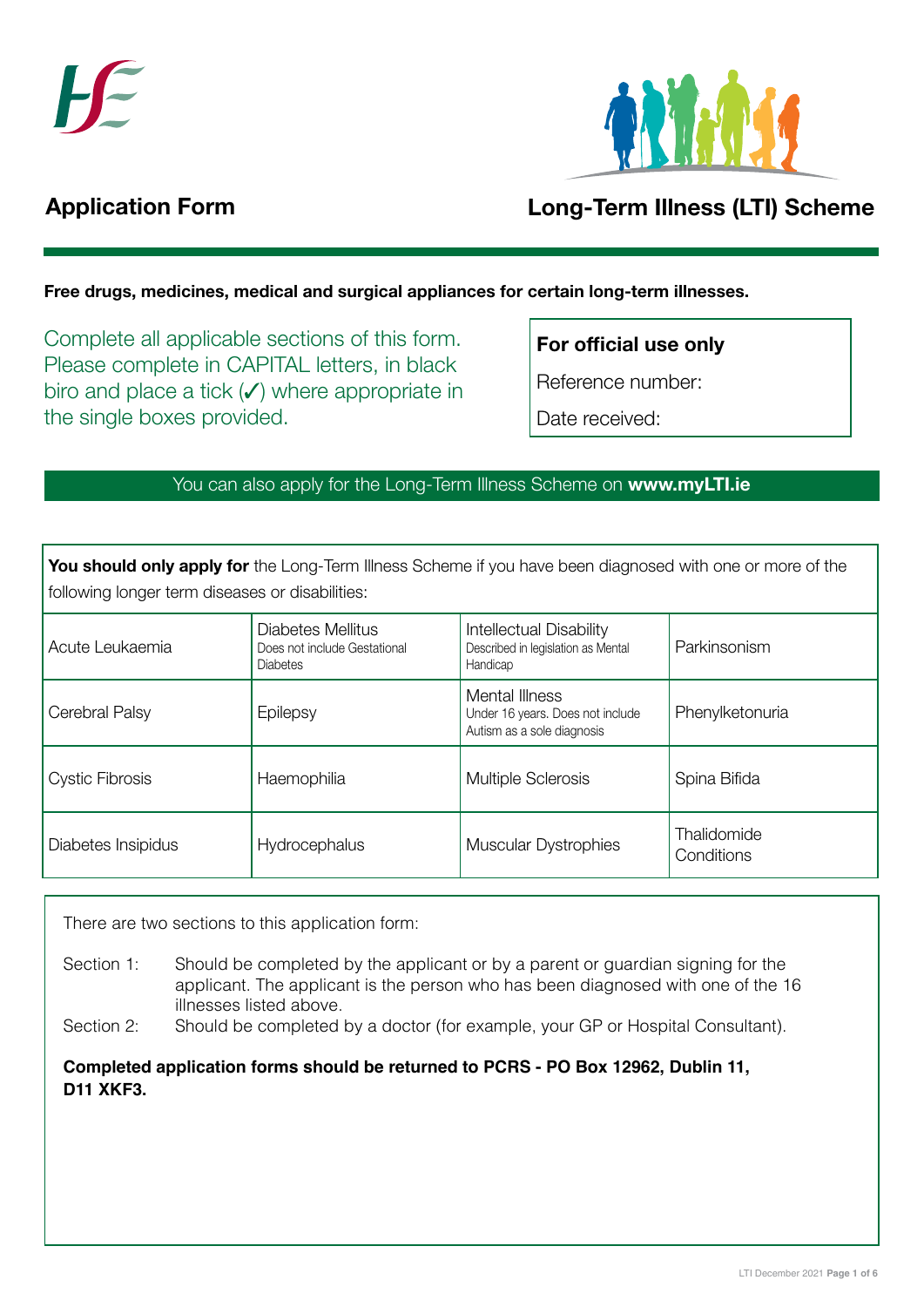# Application Form

# Long-Term Illness (LTI) Scheme

**Free drugs, medicines, medical and surgical appliances for certain long-term illnesses.**

Complete all applicable sections of this form. Please complete in CAPITAL letters, in black biro and place a tick (✓) where appropriate in the single boxes provided.

**For official use only**

Reference number:

Date received:

You can also apply for the Long-Term Illness Scheme on **www.myLTI.ie**

**You should only apply for** the Long-Term Illness Scheme if you have been diagnosed with one or more of the following longer term diseases or disabilities:

| | | | |
|---|---|---|---|
| Acute Leukaemia | Diabetes Mellitus<br>Does not include Gestational Diabetes | Intellectual Disability<br>Described in legislation as Mental Handicap | Parkinsonism |
| Cerebral Palsy | Epilepsy | Mental Illness<br>Under 16 years. Does not include Autism as a sole diagnosis | Phenylketonuria |
| Cystic Fibrosis | Haemophilia | Multiple Sclerosis | Spina Bifida |
| Diabetes Insipidus | Hydrocephalus | Muscular Dystrophies | Thalidomide Conditions |

There are two sections to this application form:

Section 1: Should be completed by the applicant or by a parent or guardian signing for the applicant. The applicant is the person who has been diagnosed with one of the 16 illnesses listed above.

Section 2: Should be completed by a doctor (for example, your GP or Hospital Consultant).

**Completed application forms should be returned to PCRS - PO Box 12962, Dublin 11, D11 XKF3.**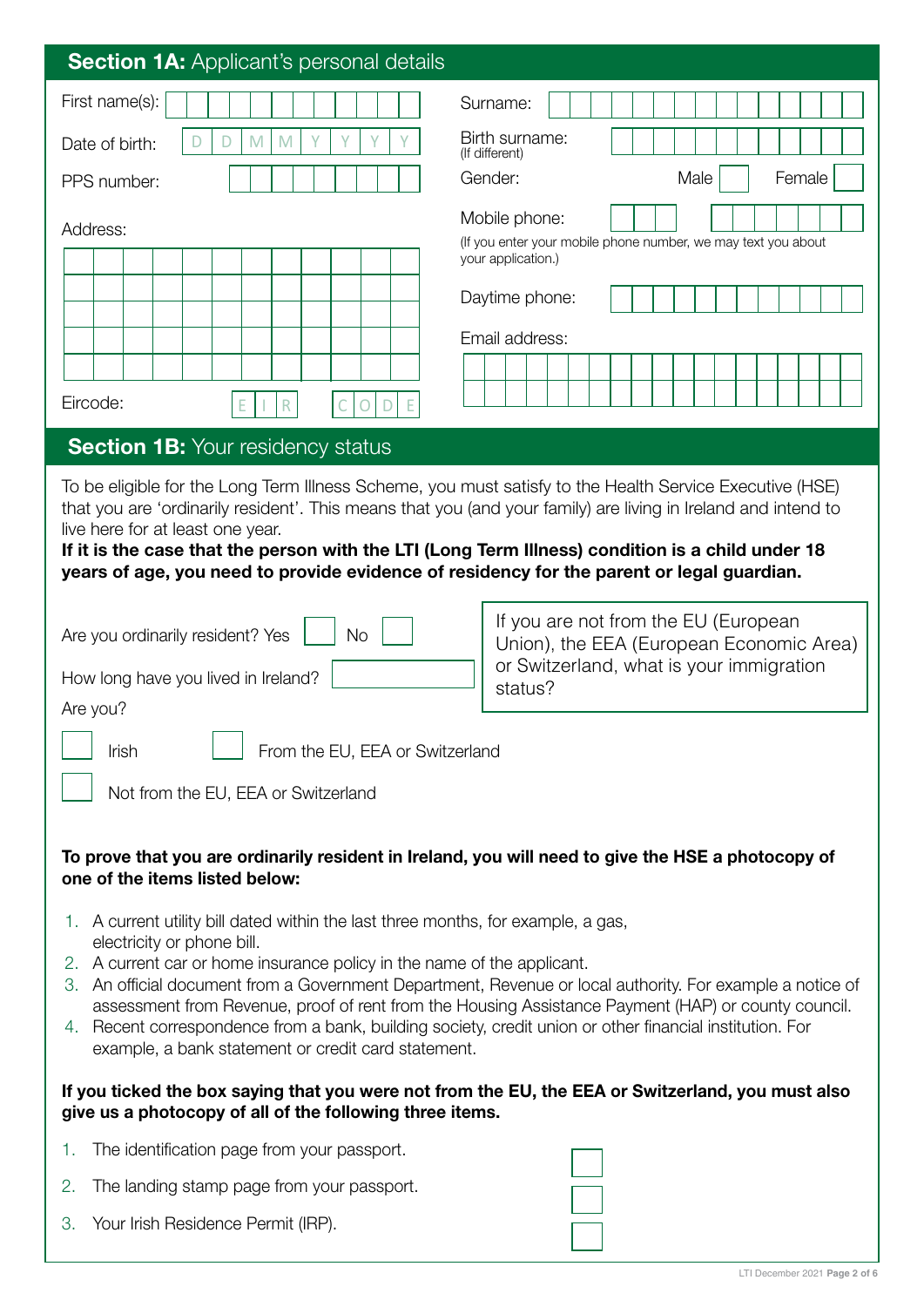## **Section 1A:** Applicant's personal details

First name(s):

Surname:

Date of birth: D D M M Y Y Y Y

Birth surname:
(If different)

PPS number:

Gender: Male ☐ Female ☐

Address:

Mobile phone:
(If you enter your mobile phone number, we may text you about your application.)

Daytime phone:

Email address:

Eircode: E I R C O D E

## **Section 1B:** Your residency status

To be eligible for the Long Term Illness Scheme, you must satisfy to the Health Service Executive (HSE) that you are 'ordinarily resident'. This means that you (and your family) are living in Ireland and intend to live here for at least one year.
**If it is the case that the person with the LTI (Long Term Illness) condition is a child under 18 years of age, you need to provide evidence of residency for the parent or legal guardian.**

Are you ordinarily resident? Yes ☐ No ☐

How long have you lived in Ireland?

Are you?

☐ Irish ☐ From the EU, EEA or Switzerland

☐ Not from the EU, EEA or Switzerland

If you are not from the EU (European Union), the EEA (European Economic Area) or Switzerland, what is your immigration status?

**To prove that you are ordinarily resident in Ireland, you will need to give the HSE a photocopy of one of the items listed below:**

1. A current utility bill dated within the last three months, for example, a gas, electricity or phone bill.
2. A current car or home insurance policy in the name of the applicant.
3. An official document from a Government Department, Revenue or local authority. For example a notice of assessment from Revenue, proof of rent from the Housing Assistance Payment (HAP) or county council.
4. Recent correspondence from a bank, building society, credit union or other financial institution. For example, a bank statement or credit card statement.

**If you ticked the box saying that you were not from the EU, the EEA or Switzerland, you must also give us a photocopy of all of the following three items.**

1. The identification page from your passport. ☐
2. The landing stamp page from your passport. ☐
3. Your Irish Residence Permit (IRP). ☐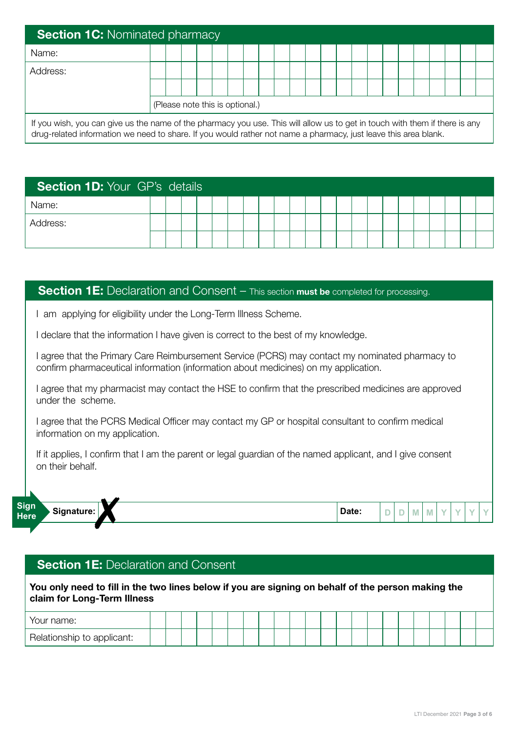## **Section 1C:** Nominated pharmacy

| | |
|---|---|
| Name: | |
| Address: | |
| | |
| | (Please note this is optional.) |

If you wish, you can give us the name of the pharmacy you use. This will allow us to get in touch with them if there is any drug-related information we need to share. If you would rather not name a pharmacy, just leave this area blank.

## **Section 1D:** Your GP's details

| | |
|---|---|
| Name: | |
| Address: | |
| | |

## **Section 1E:** Declaration and Consent – This section **must be** completed for processing.

I am applying for eligibility under the Long-Term Illness Scheme.

I declare that the information I have given is correct to the best of my knowledge.

I agree that the Primary Care Reimbursement Service (PCRS) may contact my nominated pharmacy to confirm pharmaceutical information (information about medicines) on my application.

I agree that my pharmacist may contact the HSE to confirm that the prescribed medicines are approved under the scheme.

I agree that the PCRS Medical Officer may contact my GP or hospital consultant to confirm medical information on my application.

If it applies, I confirm that I am the parent or legal guardian of the named applicant, and I give consent on their behalf.

**Sign Here** **Signature:** ✗ **Date:** D D M M Y Y Y Y

## **Section 1E:** Declaration and Consent

**You only need to fill in the two lines below if you are signing on behalf of the person making the claim for Long-Term Illness**

| | |
|---|---|
| Your name: | |
| Relationship to applicant: | |

LTI December 2021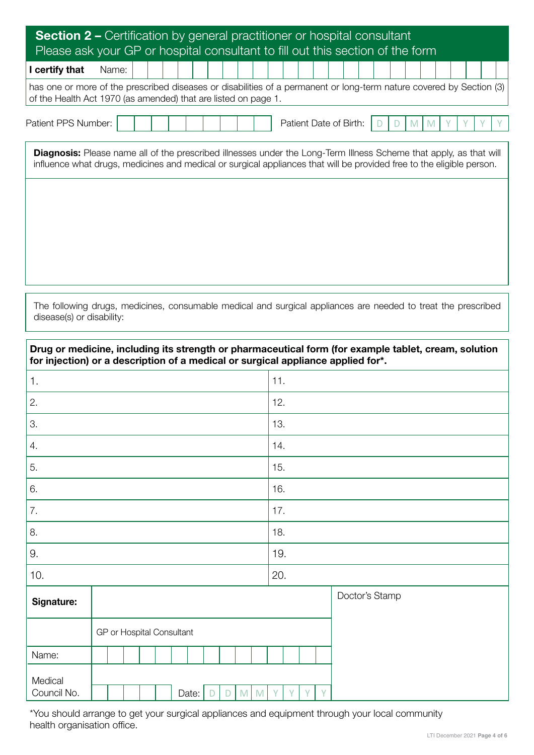## Section 2 – Certification by general practitioner or hospital consultant
Please ask your GP or hospital consultant to fill out this section of the form

**I certify that** Name:

has one or more of the prescribed diseases or disabilities of a permanent or long-term nature covered by Section (3) of the Health Act 1970 (as amended) that are listed on page 1.

Patient PPS Number: 

Patient Date of Birth: D D M M Y Y Y Y

**Diagnosis:** Please name all of the prescribed illnesses under the Long-Term Illness Scheme that apply, as that will influence what drugs, medicines and medical or surgical appliances that will be provided free to the eligible person.

The following drugs, medicines, consumable medical and surgical appliances are needed to treat the prescribed disease(s) or disability:

| **Drug or medicine, including its strength or pharmaceutical form (for example tablet, cream, solution for injection) or a description of a medical or surgical appliance applied for*.** | |
|---|---|
| 1. | 11. |
| 2. | 12. |
| 3. | 13. |
| 4. | 14. |
| 5. | 15. |
| 6. | 16. |
| 7. | 17. |
| 8. | 18. |
| 9. | 19. |
| 10. | 20. |

| | | |
|---|---|---|
| **Signature:** | | Doctor's Stamp |
| | GP or Hospital Consultant | |
| Name: | | |
| Medical Council No. | Date: D D M M Y Y Y Y | |

*You should arrange to get your surgical appliances and equipment through your local community health organisation office.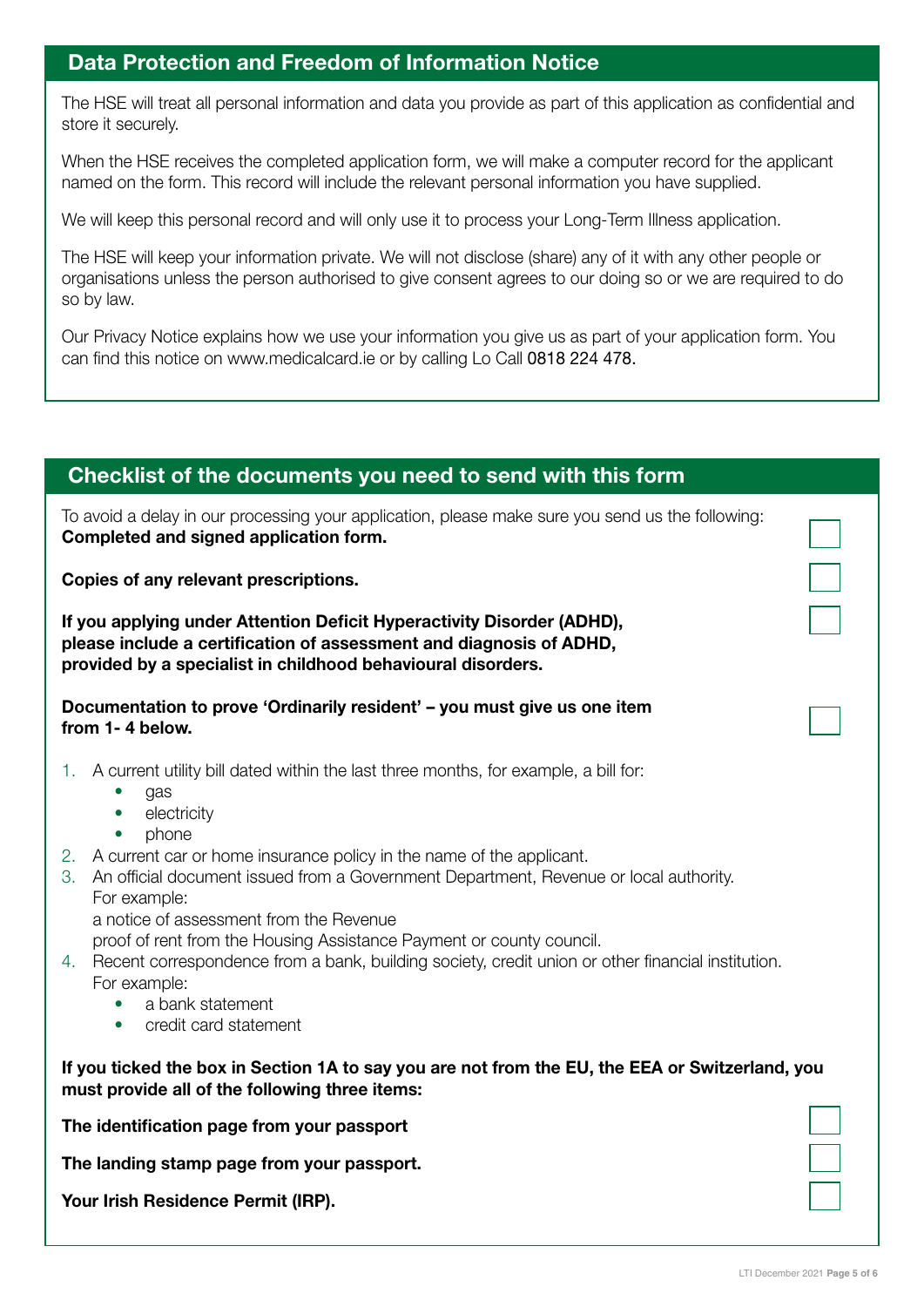## Data Protection and Freedom of Information Notice

The HSE will treat all personal information and data you provide as part of this application as confidential and store it securely.

When the HSE receives the completed application form, we will make a computer record for the applicant named on the form. This record will include the relevant personal information you have supplied.

We will keep this personal record and will only use it to process your Long-Term Illness application.

The HSE will keep your information private. We will not disclose (share) any of it with any other people or organisations unless the person authorised to give consent agrees to our doing so or we are required to do so by law.

Our Privacy Notice explains how we use your information you give us as part of your application form. You can find this notice on www.medicalcard.ie or by calling Lo Call 0818 224 478.

## Checklist of the documents you need to send with this form

To avoid a delay in our processing your application, please make sure you send us the following:
**Completed and signed application form.** ☐

**Copies of any relevant prescriptions.** ☐

**If you applying under Attention Deficit Hyperactivity Disorder (ADHD), please include a certification of assessment and diagnosis of ADHD, provided by a specialist in childhood behavioural disorders.** ☐

**Documentation to prove 'Ordinarily resident' – you must give us one item from 1- 4 below.** ☐

1. A current utility bill dated within the last three months, for example, a bill for:
   - gas
   - electricity
   - phone
2. A current car or home insurance policy in the name of the applicant.
3. An official document issued from a Government Department, Revenue or local authority. For example:
   a notice of assessment from the Revenue
   proof of rent from the Housing Assistance Payment or county council.
4. Recent correspondence from a bank, building society, credit union or other financial institution. For example:
   - a bank statement
   - credit card statement

**If you ticked the box in Section 1A to say you are not from the EU, the EEA or Switzerland, you must provide all of the following three items:**

**The identification page from your passport** ☐

**The landing stamp page from your passport.** ☐

**Your Irish Residence Permit (IRP).** ☐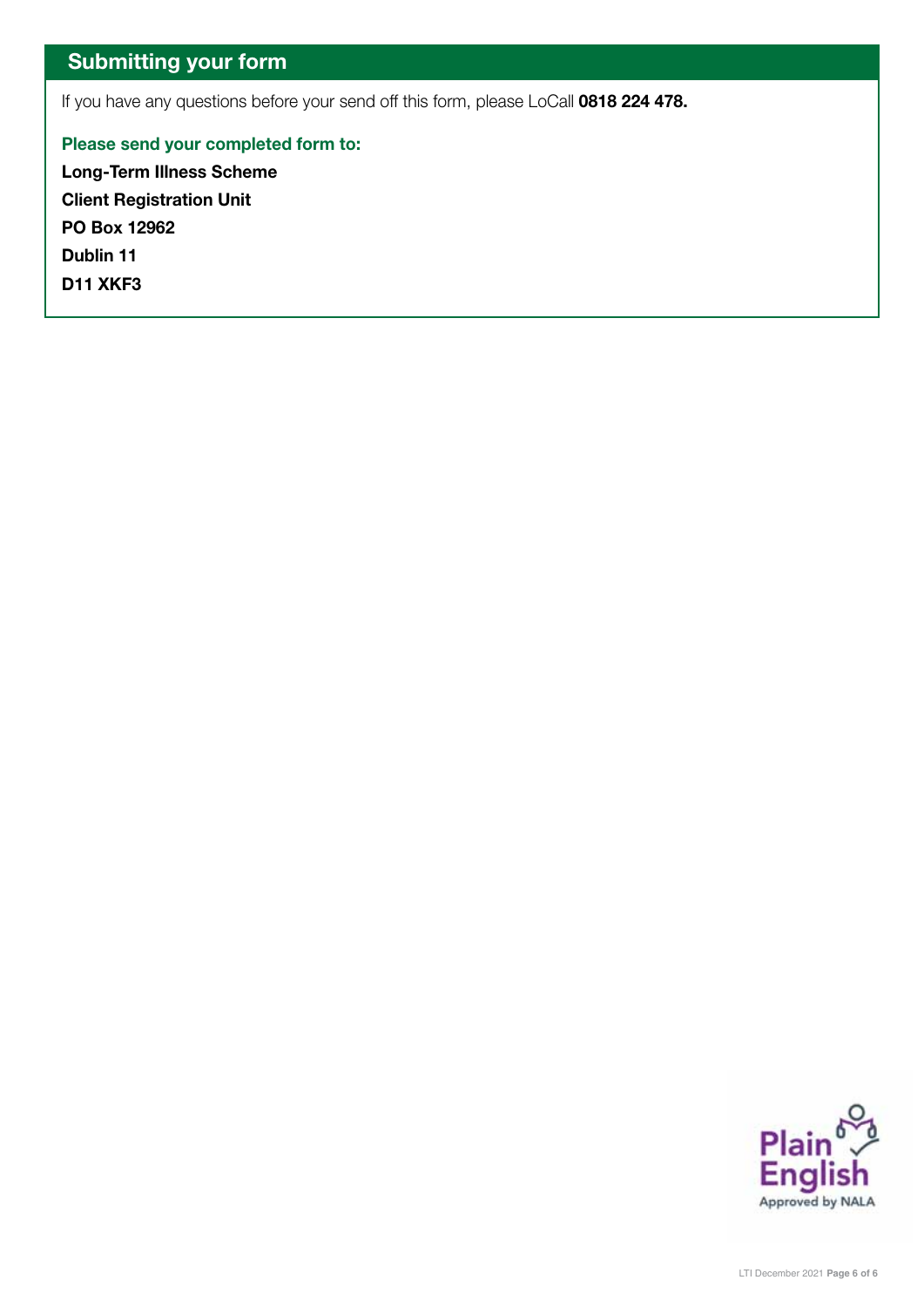## Submitting your form

If you have any questions before your send off this form, please LoCall **0818 224 478.**

**Please send your completed form to:**

**Long-Term Illness Scheme**
**Client Registration Unit**
**PO Box 12962**
**Dublin 11**
**D11 XKF3**

Plain English
Approved by NALA